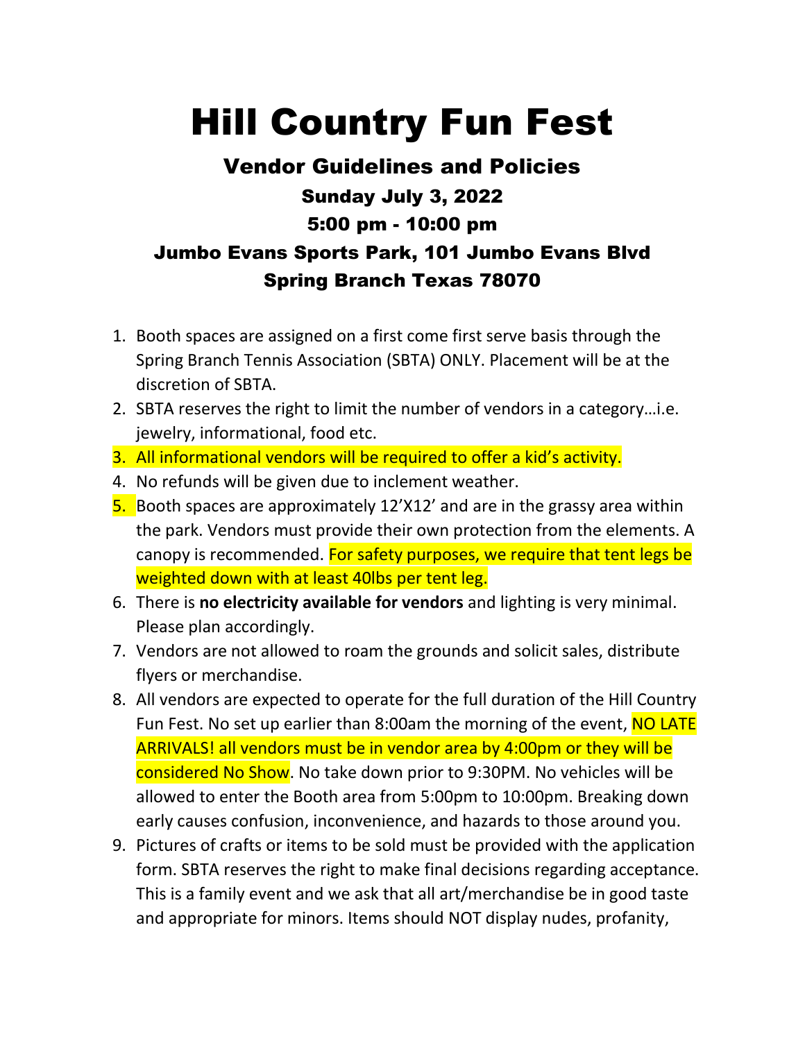# Hill Country Fun Fest

## Vendor Guidelines and Policies

### Sunday July 3, 2022

### 5:00 pm - 10:00 pm

### Jumbo Evans Sports Park, 101 Jumbo Evans Blvd

### Spring Branch Texas 78070

1. Booth spaces are assigned on a first come first serve basis through the Spring Branch Tennis Association (SBTA) ONLY. Placement will be at the discretion of SBTA.
2. SBTA reserves the right to limit the number of vendors in a category…i.e. jewelry, informational, food etc.
3. All informational vendors will be required to offer a kid's activity.
4. No refunds will be given due to inclement weather.
5. Booth spaces are approximately 12'X12' and are in the grassy area within the park. Vendors must provide their own protection from the elements. A canopy is recommended. For safety purposes, we require that tent legs be weighted down with at least 40lbs per tent leg.
6. There is **no electricity available for vendors** and lighting is very minimal. Please plan accordingly.
7. Vendors are not allowed to roam the grounds and solicit sales, distribute flyers or merchandise.
8. All vendors are expected to operate for the full duration of the Hill Country Fun Fest. No set up earlier than 8:00am the morning of the event, NO LATE ARRIVALS! all vendors must be in vendor area by 4:00pm or they will be considered No Show. No take down prior to 9:30PM. No vehicles will be allowed to enter the Booth area from 5:00pm to 10:00pm. Breaking down early causes confusion, inconvenience, and hazards to those around you.
9. Pictures of crafts or items to be sold must be provided with the application form. SBTA reserves the right to make final decisions regarding acceptance. This is a family event and we ask that all art/merchandise be in good taste and appropriate for minors. Items should NOT display nudes, profanity,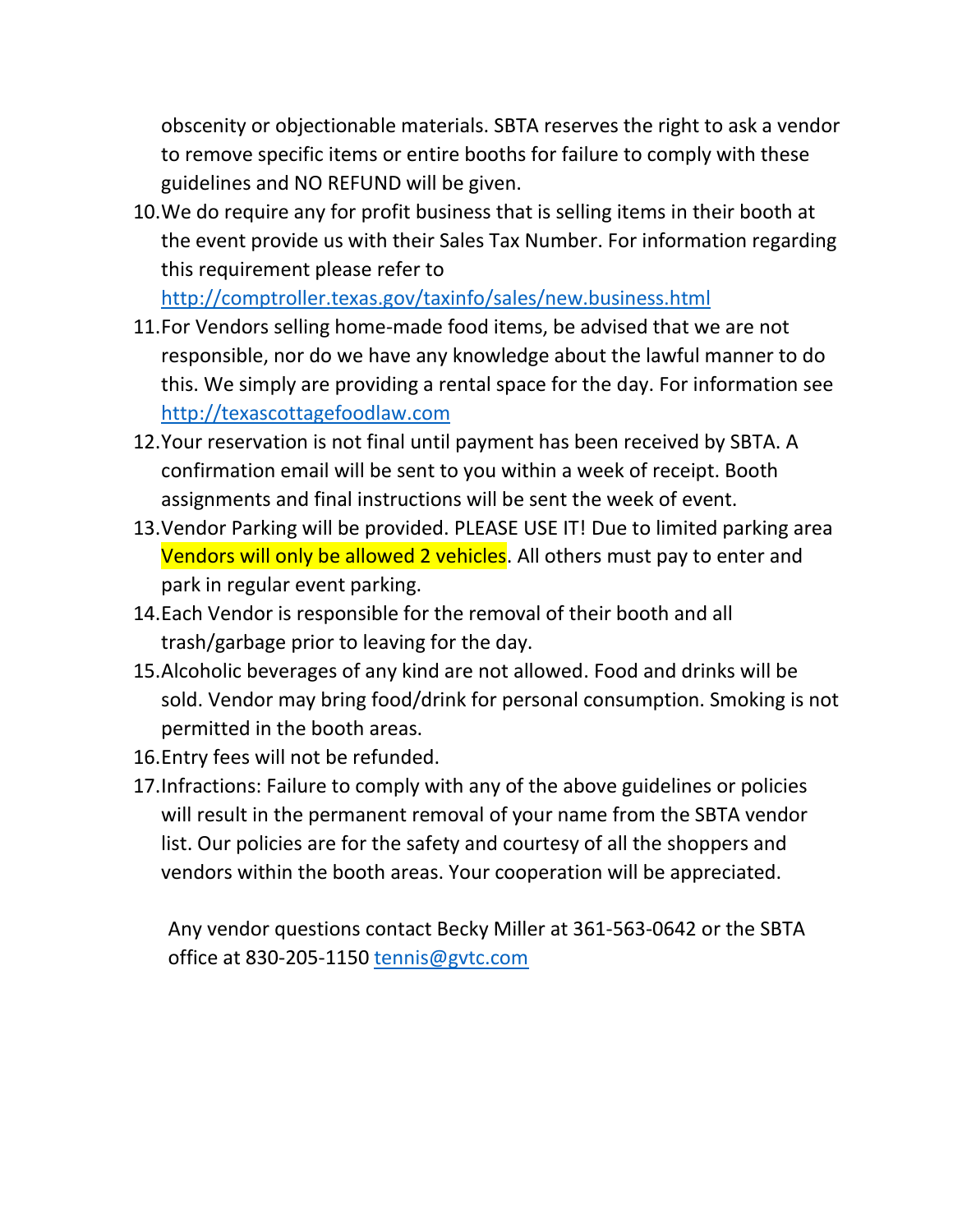obscenity or objectionable materials. SBTA reserves the right to ask a vendor to remove specific items or entire booths for failure to comply with these guidelines and NO REFUND will be given.

10. We do require any for profit business that is selling items in their booth at the event provide us with their Sales Tax Number. For information regarding this requirement please refer to http://comptroller.texas.gov/taxinfo/sales/new.business.html
11. For Vendors selling home-made food items, be advised that we are not responsible, nor do we have any knowledge about the lawful manner to do this. We simply are providing a rental space for the day. For information see http://texascottagefoodlaw.com
12. Your reservation is not final until payment has been received by SBTA. A confirmation email will be sent to you within a week of receipt. Booth assignments and final instructions will be sent the week of event.
13. Vendor Parking will be provided. PLEASE USE IT! Due to limited parking area Vendors will only be allowed 2 vehicles. All others must pay to enter and park in regular event parking.
14. Each Vendor is responsible for the removal of their booth and all trash/garbage prior to leaving for the day.
15. Alcoholic beverages of any kind are not allowed. Food and drinks will be sold. Vendor may bring food/drink for personal consumption. Smoking is not permitted in the booth areas.
16. Entry fees will not be refunded.
17. Infractions: Failure to comply with any of the above guidelines or policies will result in the permanent removal of your name from the SBTA vendor list. Our policies are for the safety and courtesy of all the shoppers and vendors within the booth areas. Your cooperation will be appreciated.

Any vendor questions contact Becky Miller at 361-563-0642 or the SBTA office at 830-205-1150 tennis@gvtc.com